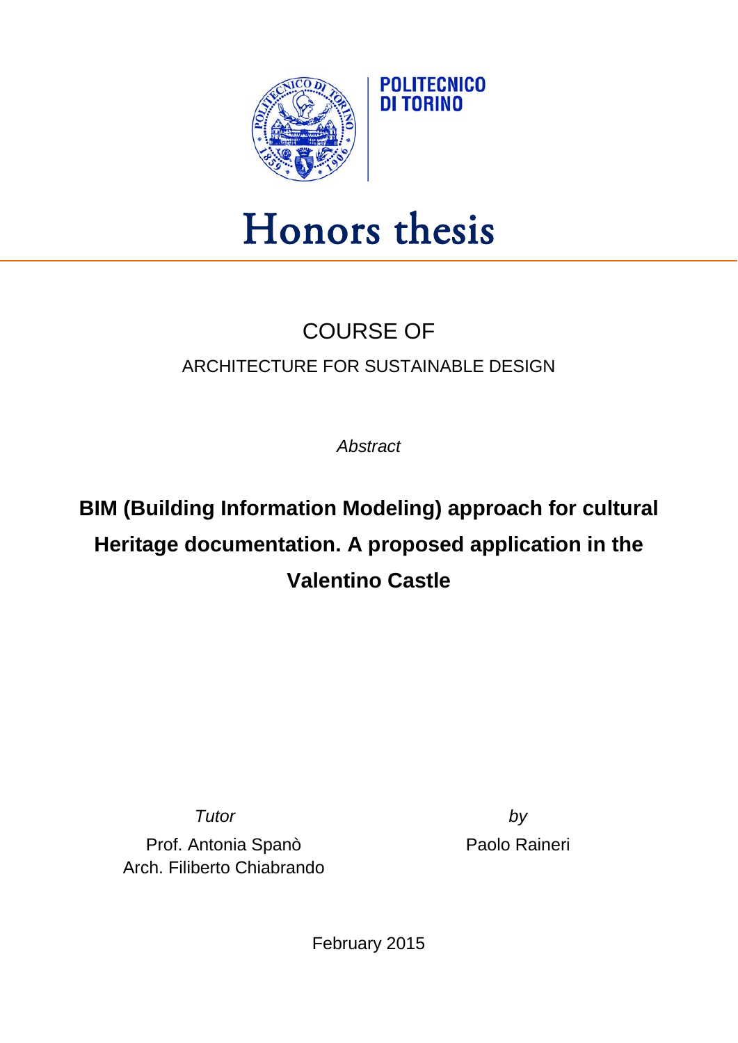POLITECNICO DI TORINO

# Honors thesis

## COURSE OF

ARCHITECTURE FOR SUSTAINABLE DESIGN

*Abstract*

**BIM (Building Information Modeling) approach for cultural Heritage documentation. A proposed application in the Valentino Castle**

*Tutor*

Prof. Antonia Spanò
Arch. Filiberto Chiabrando

*by*

Paolo Raineri

February 2015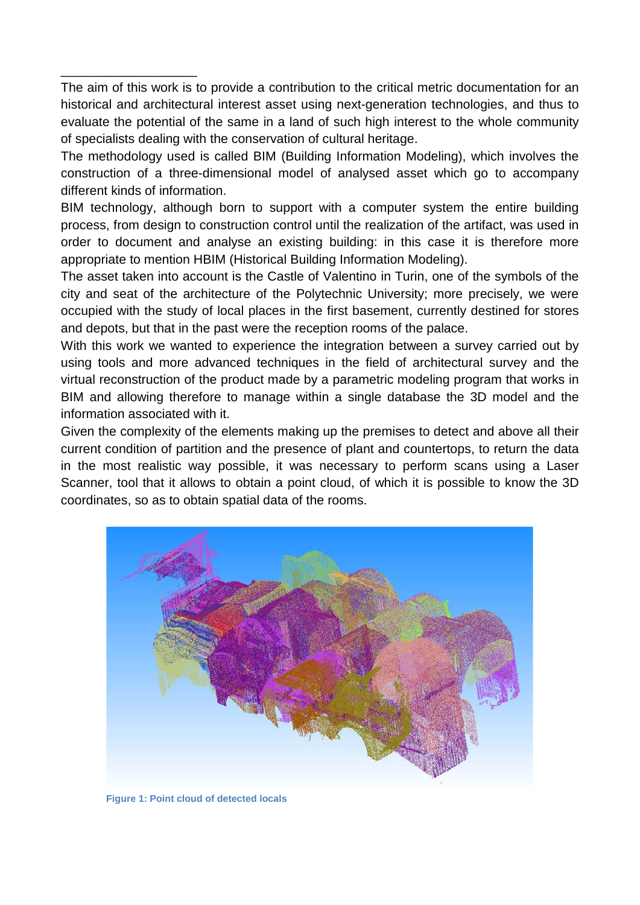The aim of this work is to provide a contribution to the critical metric documentation for an historical and architectural interest asset using next-generation technologies, and thus to evaluate the potential of the same in a land of such high interest to the whole community of specialists dealing with the conservation of cultural heritage.

The methodology used is called BIM (Building Information Modeling), which involves the construction of a three-dimensional model of analysed asset which go to accompany different kinds of information.

BIM technology, although born to support with a computer system the entire building process, from design to construction control until the realization of the artifact, was used in order to document and analyse an existing building: in this case it is therefore more appropriate to mention HBIM (Historical Building Information Modeling).

The asset taken into account is the Castle of Valentino in Turin, one of the symbols of the city and seat of the architecture of the Polytechnic University; more precisely, we were occupied with the study of local places in the first basement, currently destined for stores and depots, but that in the past were the reception rooms of the palace.

With this work we wanted to experience the integration between a survey carried out by using tools and more advanced techniques in the field of architectural survey and the virtual reconstruction of the product made by a parametric modeling program that works in BIM and allowing therefore to manage within a single database the 3D model and the information associated with it.

Given the complexity of the elements making up the premises to detect and above all their current condition of partition and the presence of plant and countertops, to return the data in the most realistic way possible, it was necessary to perform scans using a Laser Scanner, tool that it allows to obtain a point cloud, of which it is possible to know the 3D coordinates, so as to obtain spatial data of the rooms.

**Figure 1: Point cloud of detected locals**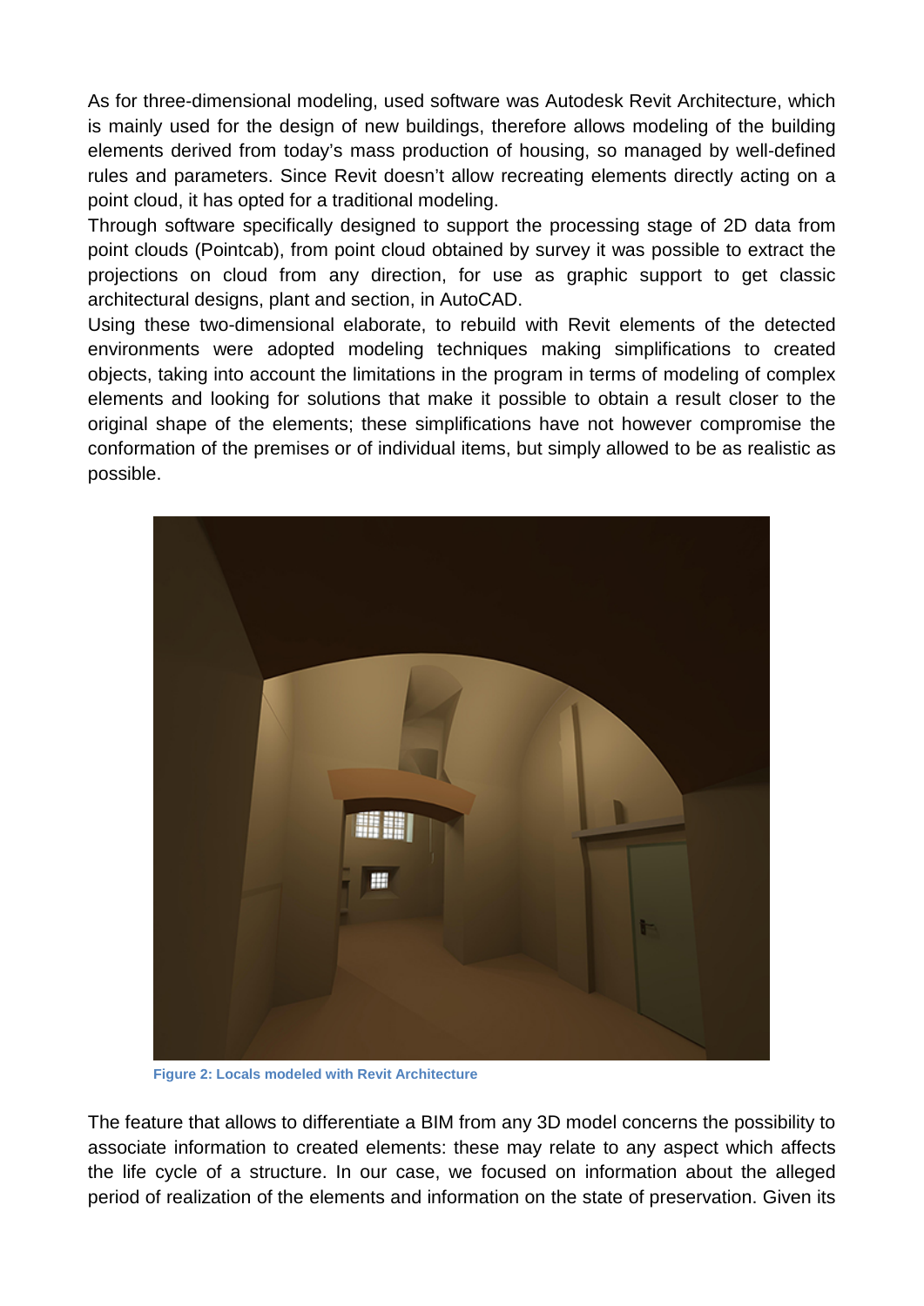As for three-dimensional modeling, used software was Autodesk Revit Architecture, which is mainly used for the design of new buildings, therefore allows modeling of the building elements derived from today's mass production of housing, so managed by well-defined rules and parameters. Since Revit doesn't allow recreating elements directly acting on a point cloud, it has opted for a traditional modeling.

Through software specifically designed to support the processing stage of 2D data from point clouds (Pointcab), from point cloud obtained by survey it was possible to extract the projections on cloud from any direction, for use as graphic support to get classic architectural designs, plant and section, in AutoCAD.

Using these two-dimensional elaborate, to rebuild with Revit elements of the detected environments were adopted modeling techniques making simplifications to created objects, taking into account the limitations in the program in terms of modeling of complex elements and looking for solutions that make it possible to obtain a result closer to the original shape of the elements; these simplifications have not however compromise the conformation of the premises or of individual items, but simply allowed to be as realistic as possible.

**Figure 2: Locals modeled with Revit Architecture**

The feature that allows to differentiate a BIM from any 3D model concerns the possibility to associate information to created elements: these may relate to any aspect which affects the life cycle of a structure. In our case, we focused on information about the alleged period of realization of the elements and information on the state of preservation. Given its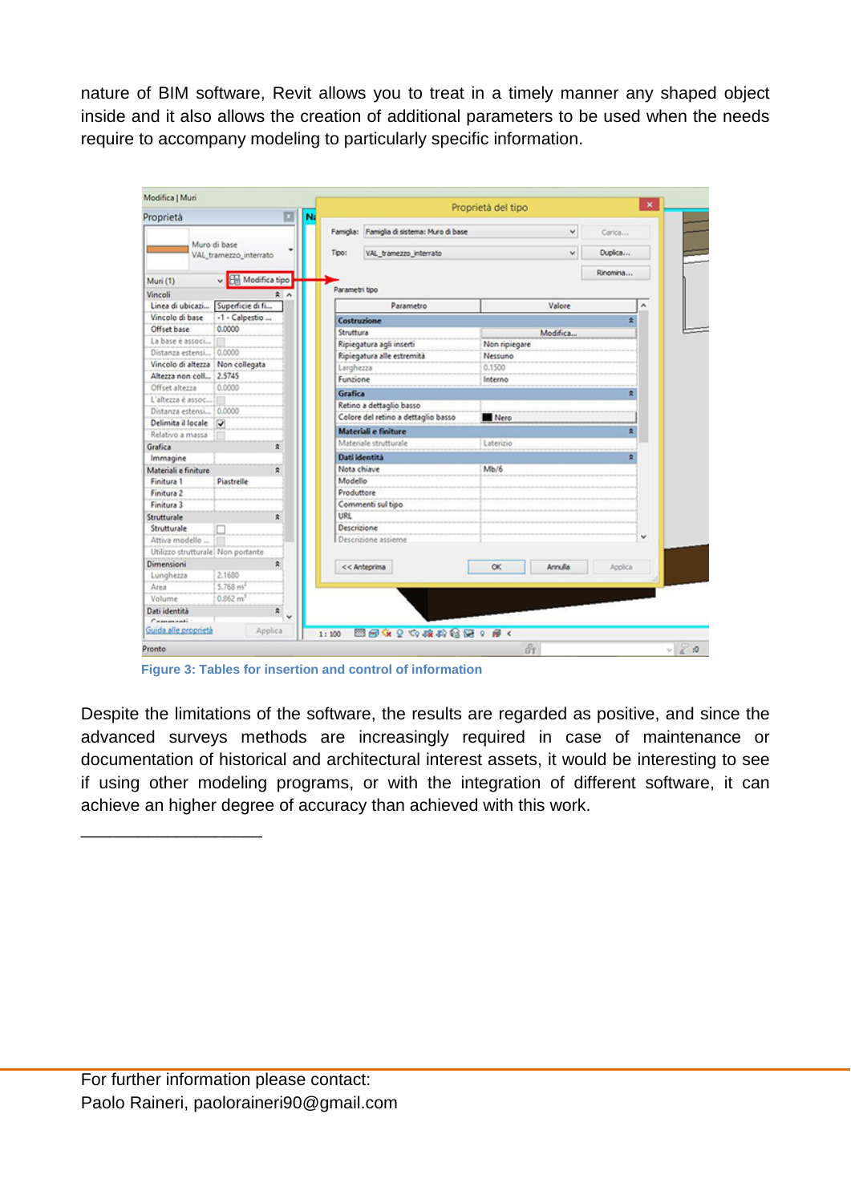nature of BIM software, Revit allows you to treat in a timely manner any shaped object inside and it also allows the creation of additional parameters to be used when the needs require to accompany modeling to particularly specific information.

Figure 3: Tables for insertion and control of information

Despite the limitations of the software, the results are regarded as positive, and since the advanced surveys methods are increasingly required in case of maintenance or documentation of historical and architectural interest assets, it would be interesting to see if using other modeling programs, or with the integration of different software, it can achieve an higher degree of accuracy than achieved with this work.

---

For further information please contact:
Paolo Raineri, paoloraineri90@gmail.com